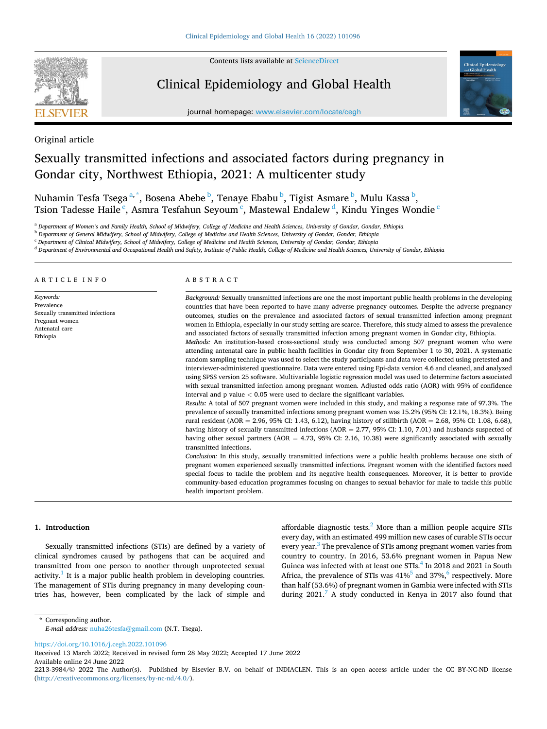Original article

# Sexually transmitted infections and associated factors during pregnancy in Gondar city, Northwest Ethiopia, 2021: A multicenter study

Nuhamin Tesfa Tsega [a,*], Bosena Abebe [b], Tenaye Ebabu [b], Tigist Asmare [b], Mulu Kassa [b], Tsion Tadesse Haile [c], Asmra Tesfahun Seyoum [c], Mastewal Endalew [d], Kindu Yinges Wondie [c]

[a] Department of Women's and Family Health, School of Midwifery, College of Medicine and Health Sciences, University of Gondar, Gondar, Ethiopia
[b] Department of General Midwifery, School of Midwifery, College of Medicine and Health Sciences, University of Gondar, Gondar, Ethiopia
[c] Department of Clinical Midwifery, School of Midwifery, College of Medicine and Health Sciences, University of Gondar, Gondar, Ethiopia
[d] Department of Environmental and Occupational Health and Safety, Institute of Public Health, College of Medicine and Health Sciences, University of Gondar, Ethiopia

## ARTICLE INFO

*Keywords:*
Prevalence
Sexually transmitted infections
Pregnant women
Antenatal care
Ethiopia

## ABSTRACT

*Background:* Sexually transmitted infections are one the most important public health problems in the developing countries that have been reported to have many adverse pregnancy outcomes. Despite the adverse pregnancy outcomes, studies on the prevalence and associated factors of sexual transmitted infection among pregnant women in Ethiopia, especially in our study setting are scarce. Therefore, this study aimed to assess the prevalence and associated factors of sexually transmitted infection among pregnant women in Gondar city, Ethiopia.

*Methods:* An institution-based cross-sectional study was conducted among 507 pregnant women who were attending antenatal care in public health facilities in Gondar city from September 1 to 30, 2021. A systematic random sampling technique was used to select the study participants and data were collected using pretested and interviewer-administered questionnaire. Data were entered using Epi-data version 4.6 and cleaned, and analyzed using SPSS version 25 software. Multivariable logistic regression model was used to determine factors associated with sexual transmitted infection among pregnant women. Adjusted odds ratio (AOR) with 95% of confidence interval and p value $< 0.05$ were used to declare the significant variables.

*Results:* A total of 507 pregnant women were included in this study, and making a response rate of 97.3%. The prevalence of sexually transmitted infections among pregnant women was 15.2% (95% CI: 12.1%, 18.3%). Being rural resident (AOR = 2.96, 95% CI: 1.43, 6.12), having history of stillbirth (AOR = 2.68, 95% CI: 1.08, 6.68), having history of sexually transmitted infections (AOR = 2.77, 95% CI: 1.10, 7.01) and husbands suspected of having other sexual partners (AOR = 4.73, 95% CI: 2.16, 10.38) were significantly associated with sexually transmitted infections.

*Conclusion:* In this study, sexually transmitted infections were a public health problems because one sixth of pregnant women experienced sexually transmitted infections. Pregnant women with the identified factors need special focus to tackle the problem and its negative health consequences. Moreover, it is better to provide community-based education programmes focusing on changes to sexual behavior for male to tackle this public health important problem.

## 1. Introduction

Sexually transmitted infections (STIs) are defined by a variety of clinical syndromes caused by pathogens that can be acquired and transmitted from one person to another through unprotected sexual activity.[1] It is a major public health problem in developing countries. The management of STIs during pregnancy in many developing countries has, however, been complicated by the lack of simple and affordable diagnostic tests.[2] More than a million people acquire STIs every day, with an estimated 499 million new cases of curable STIs occur every year.[3] The prevalence of STIs among pregnant women varies from country to country. In 2016, 53.6% pregnant women in Papua New Guinea was infected with at least one STIs.[4] In 2018 and 2021 in South Africa, the prevalence of STIs was 41%[5] and 37%,[6] respectively. More than half (53.6%) of pregnant women in Gambia were infected with STIs during 2021.[7] A study conducted in Kenya in 2017 also found that

* Corresponding author.
*E-mail address:* nuha26tesfa@gmail.com (N.T. Tsega).

https://doi.org/10.1016/j.cegh.2022.101096
Received 13 March 2022; Received in revised form 28 May 2022; Accepted 17 June 2022
Available online 24 June 2022
2213-3984/© 2022 The Author(s). Published by Elsevier B.V. on behalf of INDIACLEN. This is an open access article under the CC BY-NC-ND license (http://creativecommons.org/licenses/by-nc-nd/4.0/).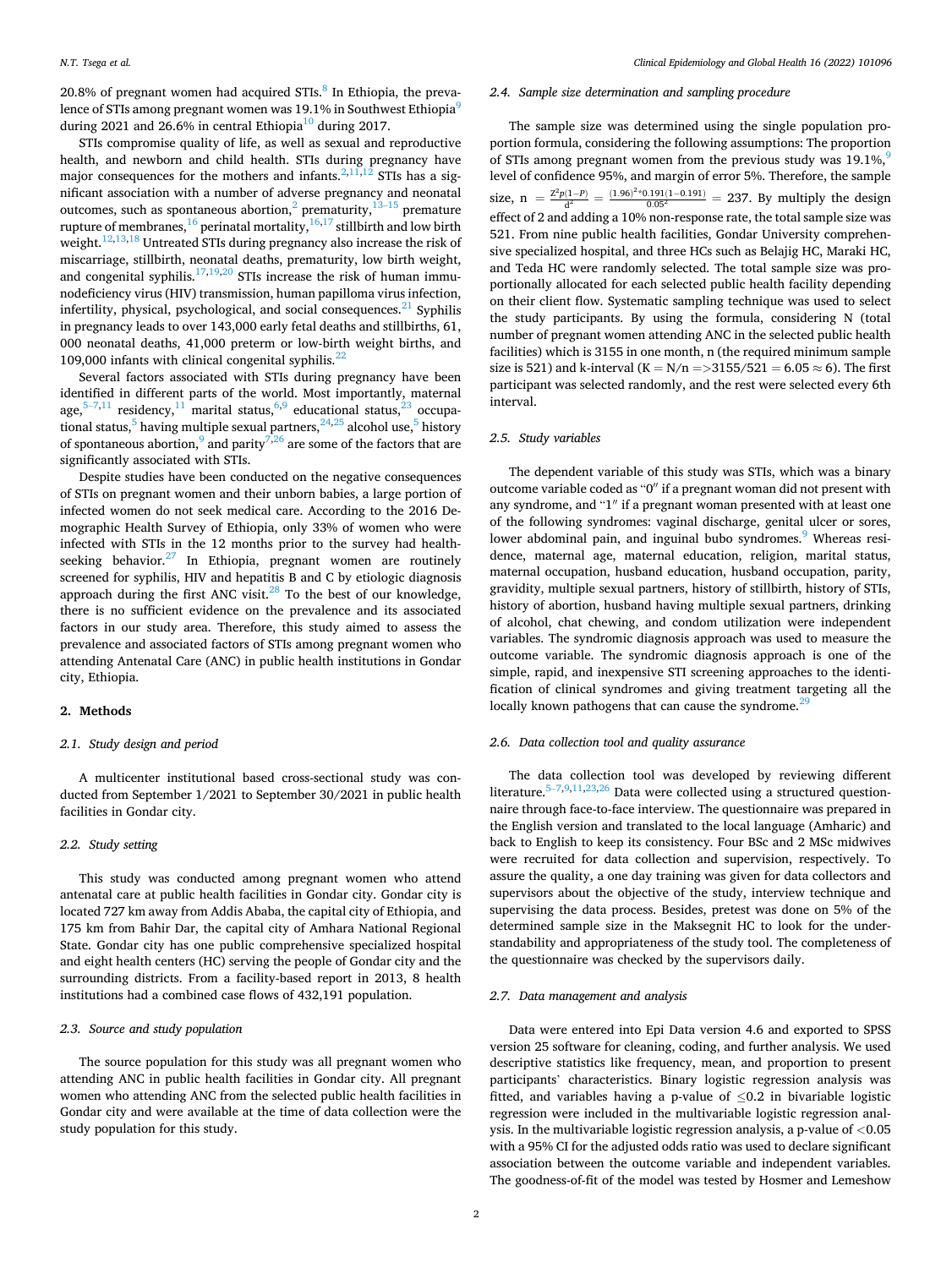20.8% of pregnant women had acquired STIs.[8] In Ethiopia, the prevalence of STIs among pregnant women was 19.1% in Southwest Ethiopia[9] during 2021 and 26.6% in central Ethiopia[10] during 2017.

STIs compromise quality of life, as well as sexual and reproductive health, and newborn and child health. STIs during pregnancy have major consequences for the mothers and infants.[2,11,12] STIs has a significant association with a number of adverse pregnancy and neonatal outcomes, such as spontaneous abortion,[2] prematurity,[13–15] premature rupture of membranes,[16] perinatal mortality,[16,17] stillbirth and low birth weight.[12,13,18] Untreated STIs during pregnancy also increase the risk of miscarriage, stillbirth, neonatal deaths, prematurity, low birth weight, and congenital syphilis.[17,19,20] STIs increase the risk of human immunodeficiency virus (HIV) transmission, human papilloma virus infection, infertility, physical, psychological, and social consequences.[21] Syphilis in pregnancy leads to over 143,000 early fetal deaths and stillbirths, 61, 000 neonatal deaths, 41,000 preterm or low-birth weight births, and 109,000 infants with clinical congenital syphilis.[22]

Several factors associated with STIs during pregnancy have been identified in different parts of the world. Most importantly, maternal age,[5–7,11] residency,[11] marital status,[6,9] educational status,[23] occupational status,[5] having multiple sexual partners,[24,25] alcohol use,[5] history of spontaneous abortion,[9] and parity[7,26] are some of the factors that are significantly associated with STIs.

Despite studies have been conducted on the negative consequences of STIs on pregnant women and their unborn babies, a large portion of infected women do not seek medical care. According to the 2016 Demographic Health Survey of Ethiopia, only 33% of women who were infected with STIs in the 12 months prior to the survey had health-seeking behavior.[27] In Ethiopia, pregnant women are routinely screened for syphilis, HIV and hepatitis B and C by etiologic diagnosis approach during the first ANC visit.[28] To the best of our knowledge, there is no sufficient evidence on the prevalence and its associated factors in our study area. Therefore, this study aimed to assess the prevalence and associated factors of STIs among pregnant women who attending Antenatal Care (ANC) in public health institutions in Gondar city, Ethiopia.

## 2. Methods

### 2.1. Study design and period

A multicenter institutional based cross-sectional study was conducted from September 1/2021 to September 30/2021 in public health facilities in Gondar city.

### 2.2. Study setting

This study was conducted among pregnant women who attend antenatal care at public health facilities in Gondar city. Gondar city is located 727 km away from Addis Ababa, the capital city of Ethiopia, and 175 km from Bahir Dar, the capital city of Amhara National Regional State. Gondar city has one public comprehensive specialized hospital and eight health centers (HC) serving the people of Gondar city and the surrounding districts. From a facility-based report in 2013, 8 health institutions had a combined case flows of 432,191 population.

### 2.3. Source and study population

The source population for this study was all pregnant women who attending ANC in public health facilities in Gondar city. All pregnant women who attending ANC from the selected public health facilities in Gondar city and were available at the time of data collection were the study population for this study.

### 2.4. Sample size determination and sampling procedure

The sample size was determined using the single population proportion formula, considering the following assumptions: The proportion of STIs among pregnant women from the previous study was 19.1%,[9] level of confidence 95%, and margin of error 5%. Therefore, the sample size, $n = \frac{Z^2 p(1-P)}{d^2} = \frac{(1.96)^2 * 0.191(1-0.191)}{0.05^2} = 237$. By multiply the design effect of 2 and adding a 10% non-response rate, the total sample size was 521. From nine public health facilities, Gondar University comprehensive specialized hospital, and three HCs such as Belajig HC, Maraki HC, and Teda HC were randomly selected. The total sample size was proportionally allocated for each selected public health facility depending on their client flow. Systematic sampling technique was used to select the study participants. By using the formula, considering N (total number of pregnant women attending ANC in the selected public health facilities) which is 3155 in one month, n (the required minimum sample size is 521) and k-interval ($K = N/n => 3155/521 = 6.05 \approx 6$). The first participant was selected randomly, and the rest were selected every 6th interval.

### 2.5. Study variables

The dependent variable of this study was STIs, which was a binary outcome variable coded as "0" if a pregnant woman did not present with any syndrome, and "1" if a pregnant woman presented with at least one of the following syndromes: vaginal discharge, genital ulcer or sores, lower abdominal pain, and inguinal bubo syndromes.[9] Whereas residence, maternal age, maternal education, religion, marital status, maternal occupation, husband education, husband occupation, parity, gravidity, multiple sexual partners, history of stillbirth, history of STIs, history of abortion, husband having multiple sexual partners, drinking of alcohol, chat chewing, and condom utilization were independent variables. The syndromic diagnosis approach was used to measure the outcome variable. The syndromic diagnosis approach is one of the simple, rapid, and inexpensive STI screening approaches to the identification of clinical syndromes and giving treatment targeting all the locally known pathogens that can cause the syndrome.[29]

### 2.6. Data collection tool and quality assurance

The data collection tool was developed by reviewing different literature.[5–7,9,11,23,26] Data were collected using a structured questionnaire through face-to-face interview. The questionnaire was prepared in the English version and translated to the local language (Amharic) and back to English to keep its consistency. Four BSc and 2 MSc midwives were recruited for data collection and supervision, respectively. To assure the quality, a one day training was given for data collectors and supervisors about the objective of the study, interview technique and supervising the data process. Besides, pretest was done on 5% of the determined sample size in the Maksegnit HC to look for the understandability and appropriateness of the study tool. The completeness of the questionnaire was checked by the supervisors daily.

### 2.7. Data management and analysis

Data were entered into Epi Data version 4.6 and exported to SPSS version 25 software for cleaning, coding, and further analysis. We used descriptive statistics like frequency, mean, and proportion to present participants' characteristics. Binary logistic regression analysis was fitted, and variables having a p-value of $\leq 0.2$ in bivariable logistic regression were included in the multivariable logistic regression analysis. In the multivariable logistic regression analysis, a p-value of $< 0.05$ with a 95% CI for the adjusted odds ratio was used to declare significant association between the outcome variable and independent variables. The goodness-of-fit of the model was tested by Hosmer and Lemeshow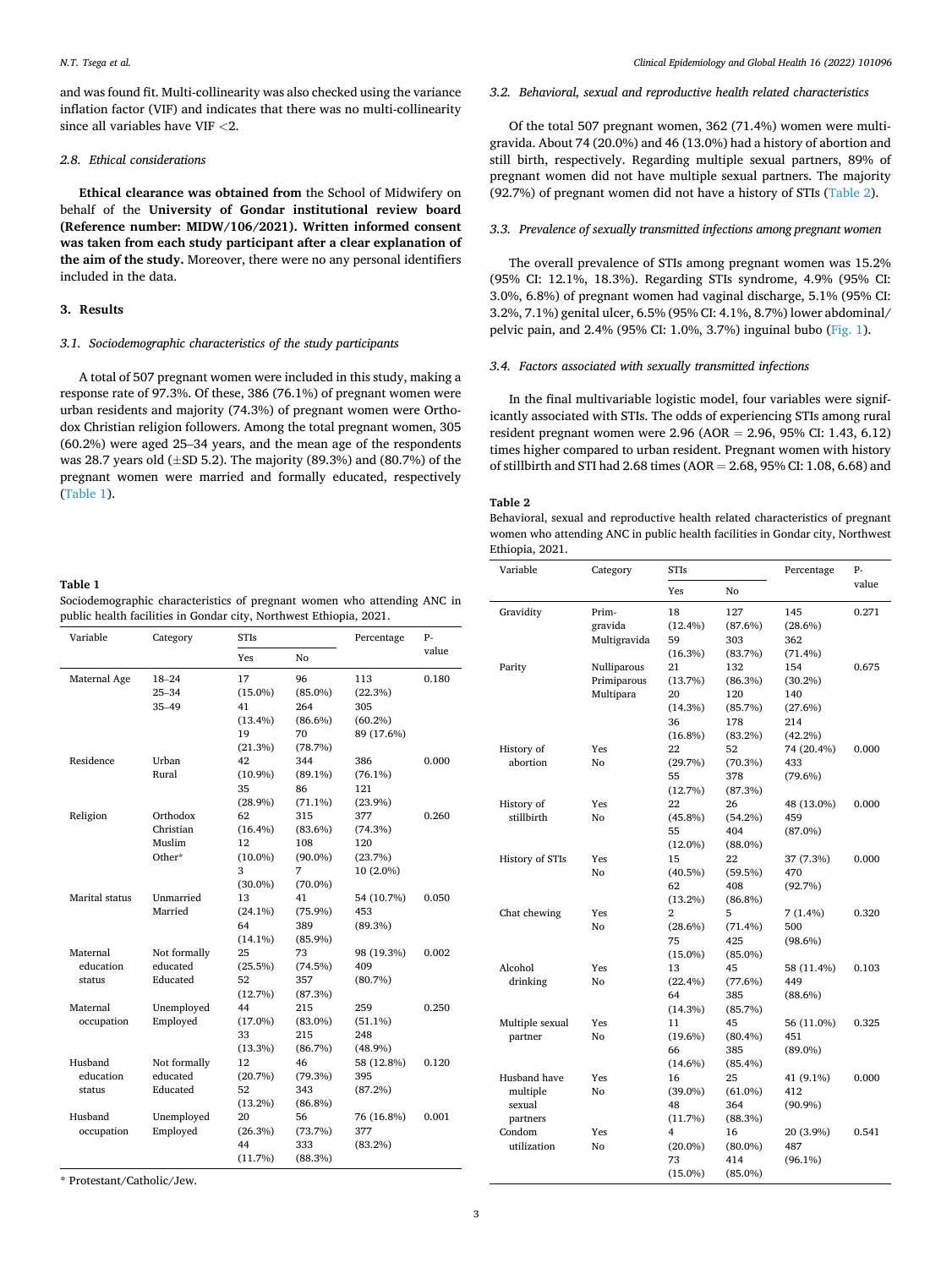and was found fit. Multi-collinearity was also checked using the variance inflation factor (VIF) and indicates that there was no multi-collinearity since all variables have VIF <2.

### 2.8. Ethical considerations

**Ethical clearance was obtained from** the School of Midwifery on behalf of the **University of Gondar institutional review board (Reference number: MIDW/106/2021). Written informed consent was taken from each study participant after a clear explanation of the aim of the study.** Moreover, there were no any personal identifiers included in the data.

## 3. Results

### 3.1. Sociodemographic characteristics of the study participants

A total of 507 pregnant women were included in this study, making a response rate of 97.3%. Of these, 386 (76.1%) of pregnant women were urban residents and majority (74.3%) of pregnant women were Orthodox Christian religion followers. Among the total pregnant women, 305 (60.2%) were aged 25–34 years, and the mean age of the respondents was 28.7 years old (±SD 5.2). The majority (89.3%) and (80.7%) of the pregnant women were married and formally educated, respectively (Table 1).

**Table 1**
Sociodemographic characteristics of pregnant women who attending ANC in public health facilities in Gondar city, Northwest Ethiopia, 2021.

| Variable | Category | STIs | | Percentage | P-value |
|---|---|---|---|---|---|
| | | Yes | No | | |
| Maternal Age | 18–24 | 17 (15.0%) | 96 (85.0%) | 113 (22.3%) | 0.180 |
| | 25–34 | 41 (13.4%) | 264 (86.6%) | 305 (60.2%) | |
| | 35–49 | 19 (21.3%) | 70 (78.7%) | 89 (17.6%) | |
| Residence | Urban | 42 (10.9%) | 344 (89.1%) | 386 (76.1%) | 0.000 |
| | Rural | 35 (28.9%) | 86 (71.1%) | 121 (23.9%) | |
| Religion | Orthodox Christian | 62 (16.4%) | 315 (83.6%) | 377 (74.3%) | 0.260 |
| | Muslim | 12 (10.0%) | 108 (90.0%) | 120 (23.7%) | |
| | Other* | 3 (30.0%) | 7 (70.0%) | 10 (2.0%) | |
| Marital status | Unmarried | 13 (24.1%) | 41 (75.9%) | 54 (10.7%) | 0.050 |
| | Married | 64 (14.1%) | 389 (85.9%) | 453 (89.3%) | |
| Maternal education status | Not formally educated | 25 (25.5%) | 73 (74.5%) | 98 (19.3%) | 0.002 |
| | Educated | 52 (12.7%) | 357 (87.3%) | 409 (80.7%) | |
| Maternal occupation | Unemployed | 44 (17.0%) | 215 (83.0%) | 259 (51.1%) | 0.250 |
| | Employed | 33 (13.3%) | 215 (86.7%) | 248 (48.9%) | |
| Husband education status | Not formally educated | 12 (20.7%) | 46 (79.3%) | 58 (12.8%) | 0.120 |
| | Educated | 52 (13.2%) | 343 (86.8%) | 395 (87.2%) | |
| Husband occupation | Unemployed | 20 (26.3%) | 56 (73.7%) | 76 (16.8%) | 0.001 |
| | Employed | 44 (11.7%) | 333 (88.3%) | 377 (83.2%) | |

\* Protestant/Catholic/Jew.

### 3.2. Behavioral, sexual and reproductive health related characteristics

Of the total 507 pregnant women, 362 (71.4%) women were multigravida. About 74 (20.0%) and 46 (13.0%) had a history of abortion and still birth, respectively. Regarding multiple sexual partners, 89% of pregnant women did not have multiple sexual partners. The majority (92.7%) of pregnant women did not have a history of STIs (Table 2).

### 3.3. Prevalence of sexually transmitted infections among pregnant women

The overall prevalence of STIs among pregnant women was 15.2% (95% CI: 12.1%, 18.3%). Regarding STIs syndrome, 4.9% (95% CI: 3.0%, 6.8%) of pregnant women had vaginal discharge, 5.1% (95% CI: 3.2%, 7.1%) genital ulcer, 6.5% (95% CI: 4.1%, 8.7%) lower abdominal/pelvic pain, and 2.4% (95% CI: 1.0%, 3.7%) inguinal bubo (Fig. 1).

### 3.4. Factors associated with sexually transmitted infections

In the final multivariable logistic model, four variables were significantly associated with STIs. The odds of experiencing STIs among rural resident pregnant women were 2.96 (AOR = 2.96, 95% CI: 1.43, 6.12) times higher compared to urban resident. Pregnant women with history of stillbirth and STI had 2.68 times (AOR = 2.68, 95% CI: 1.08, 6.68) and

**Table 2**
Behavioral, sexual and reproductive health related characteristics of pregnant women who attending ANC in public health facilities in Gondar city, Northwest Ethiopia, 2021.

| Variable | Category | STIs | | Percentage | P-value |
|---|---|---|---|---|---|
| | | Yes | No | | |
| Gravidity | Prim-gravida | 18 (12.4%) | 127 (87.6%) | 145 (28.6%) | 0.271 |
| | Multigravida | 59 (16.3%) | 303 (83.7%) | 362 (71.4%) | |
| Parity | Nulliparous | 21 (13.7%) | 132 (86.3%) | 154 (30.2%) | 0.675 |
| | Primiparous | 20 (14.3%) | 120 (85.7%) | 140 (27.6%) | |
| | Multipara | 36 (16.8%) | 178 (83.2%) | 214 (42.2%) | |
| History of abortion | Yes | 22 (29.7%) | 52 (70.3%) | 74 (20.4%) | 0.000 |
| | No | 55 (12.7%) | 378 (87.3%) | 433 (79.6%) | |
| History of stillbirth | Yes | 22 (45.8%) | 26 (54.2%) | 48 (13.0%) | 0.000 |
| | No | 55 (12.0%) | 404 (88.0%) | 459 (87.0%) | |
| History of STIs | Yes | 15 (40.5%) | 22 (59.5%) | 37 (7.3%) | 0.000 |
| | No | 62 (13.2%) | 408 (86.8%) | 470 (92.7%) | |
| Chat chewing | Yes | 2 (28.6%) | 5 (71.4%) | 7 (1.4%) | 0.320 |
| | No | 75 (15.0%) | 425 (85.0%) | 500 (98.6%) | |
| Alcohol drinking | Yes | 13 (22.4%) | 45 (77.6%) | 58 (11.4%) | 0.103 |
| | No | 64 (14.3%) | 385 (85.7%) | 449 (88.6%) | |
| Multiple sexual partner | Yes | 11 (19.6%) | 45 (80.4%) | 56 (11.0%) | 0.325 |
| | No | 66 (14.6%) | 385 (85.4%) | 451 (89.0%) | |
| Husband have multiple sexual partners | Yes | 16 (39.0%) | 25 (61.0%) | 41 (9.1%) | 0.000 |
| | No | 48 (11.7%) | 364 (88.3%) | 412 (90.9%) | |
| Condom utilization | Yes | 4 (20.0%) | 16 (80.0%) | 20 (3.9%) | 0.541 |
| | No | 73 (15.0%) | 414 (85.0%) | 487 (96.1%) | |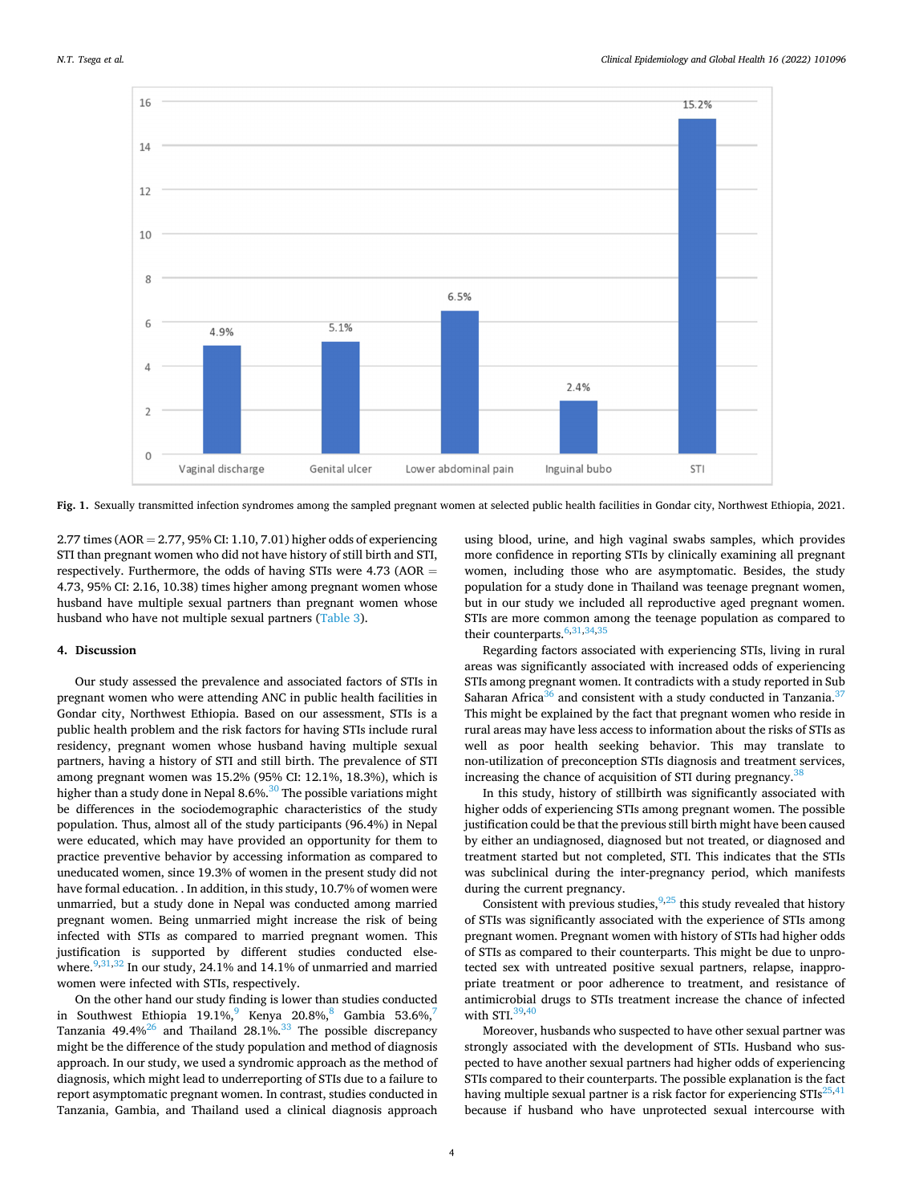Fig. 1. Sexually transmitted infection syndromes among the sampled pregnant women at selected public health facilities in Gondar city, Northwest Ethiopia, 2021.

2.77 times (AOR = 2.77, 95% CI: 1.10, 7.01) higher odds of experiencing STI than pregnant women who did not have history of still birth and STI, respectively. Furthermore, the odds of having STIs were 4.73 (AOR = 4.73, 95% CI: 2.16, 10.38) times higher among pregnant women whose husband have multiple sexual partners than pregnant women whose husband who have not multiple sexual partners (Table 3).

## 4. Discussion

Our study assessed the prevalence and associated factors of STIs in pregnant women who were attending ANC in public health facilities in Gondar city, Northwest Ethiopia. Based on our assessment, STIs is a public health problem and the risk factors for having STIs include rural residency, pregnant women whose husband having multiple sexual partners, having a history of STI and still birth. The prevalence of STI among pregnant women was 15.2% (95% CI: 12.1%, 18.3%), which is higher than a study done in Nepal 8.6%.[30] The possible variations might be differences in the sociodemographic characteristics of the study population. Thus, almost all of the study participants (96.4%) in Nepal were educated, which may have provided an opportunity for them to practice preventive behavior by accessing information as compared to uneducated women, since 19.3% of women in the present study did not have formal education. . In addition, in this study, 10.7% of women were unmarried, but a study done in Nepal was conducted among married pregnant women. Being unmarried might increase the risk of being infected with STIs as compared to married pregnant women. This justification is supported by different studies conducted elsewhere.[9,31,32] In our study, 24.1% and 14.1% of unmarried and married women were infected with STIs, respectively.

On the other hand our study finding is lower than studies conducted in Southwest Ethiopia 19.1%,[9] Kenya 20.8%,[8] Gambia 53.6%,[7] Tanzania 49.4%[26] and Thailand 28.1%.[33] The possible discrepancy might be the difference of the study population and method of diagnosis approach. In our study, we used a syndromic approach as the method of diagnosis, which might lead to underreporting of STIs due to a failure to report asymptomatic pregnant women. In contrast, studies conducted in Tanzania, Gambia, and Thailand used a clinical diagnosis approach using blood, urine, and high vaginal swabs samples, which provides more confidence in reporting STIs by clinically examining all pregnant women, including those who are asymptomatic. Besides, the study population for a study done in Thailand was teenage pregnant women, but in our study we included all reproductive aged pregnant women. STIs are more common among the teenage population as compared to their counterparts.[6,31,34,35]

Regarding factors associated with experiencing STIs, living in rural areas was significantly associated with increased odds of experiencing STIs among pregnant women. It contradicts with a study reported in Sub Saharan Africa[36] and consistent with a study conducted in Tanzania.[37] This might be explained by the fact that pregnant women who reside in rural areas may have less access to information about the risks of STIs as well as poor health seeking behavior. This may translate to non-utilization of preconception STIs diagnosis and treatment services, increasing the chance of acquisition of STI during pregnancy.[38]

In this study, history of stillbirth was significantly associated with higher odds of experiencing STIs among pregnant women. The possible justification could be that the previous still birth might have been caused by either an undiagnosed, diagnosed but not treated, or diagnosed and treatment started but not completed, STI. This indicates that the STIs was subclinical during the inter-pregnancy period, which manifests during the current pregnancy.

Consistent with previous studies,[9,25] this study revealed that history of STIs was significantly associated with the experience of STIs among pregnant women. Pregnant women with history of STIs had higher odds of STIs as compared to their counterparts. This might be due to unprotected sex with untreated positive sexual partners, relapse, inappropriate treatment or poor adherence to treatment, and resistance of antimicrobial drugs to STIs treatment increase the chance of infected with STI.[39,40]

Moreover, husbands who suspected to have other sexual partner was strongly associated with the development of STIs. Husband who suspected to have another sexual partners had higher odds of experiencing STIs compared to their counterparts. The possible explanation is the fact having multiple sexual partner is a risk factor for experiencing STIs[25,41] because if husband who have unprotected sexual intercourse with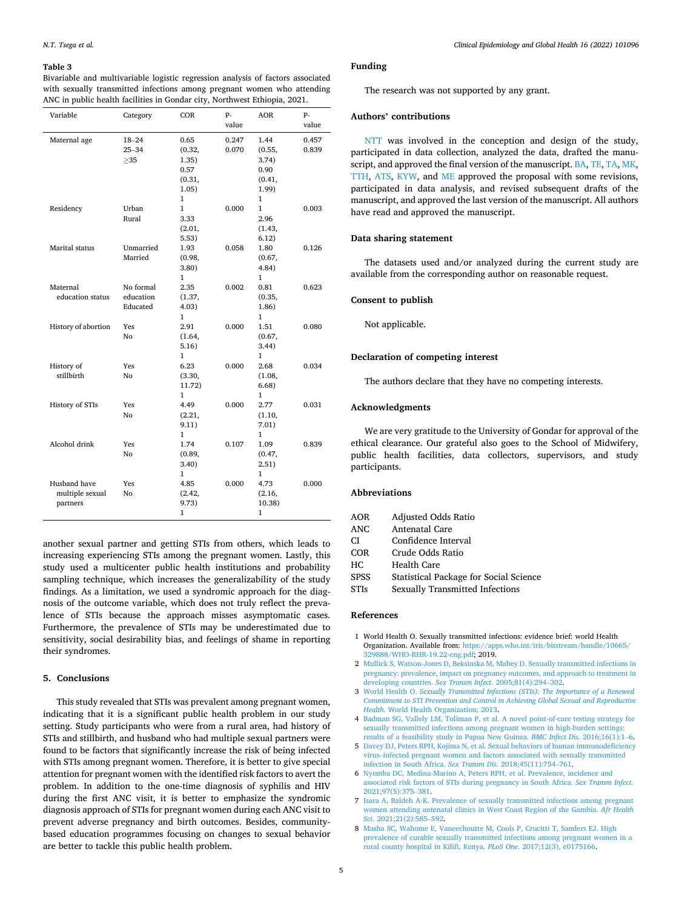**Table 3**
Bivariable and multivariable logistic regression analysis of factors associated with sexually transmitted infections among pregnant women who attending ANC in public health facilities in Gondar city, Northwest Ethiopia, 2021.

| Variable | Category | COR | P-value | AOR | P-value |
|---|---|---|---|---|---|
| Maternal age | 18–24 | 0.65 (0.32, 1.35) | 0.247 | 1.44 (0.55, 3.74) | 0.457 |
| | 25–34 | 0.57 (0.31, 1.05) | 0.070 | 0.90 (0.41, 1.99) | 0.839 |
| | ≥35 | 1 | | 1 | |
| Residency | Urban | 1 | 0.000 | 1 | 0.003 |
| | Rural | 3.33 (2.01, 5.53) | | 2.96 (1.43, 6.12) | |
| Marital status | Unmarried | 1.93 (0.98, 3.80) | 0.058 | 1.80 (0.67, 4.84) | 0.126 |
| | Married | 1 | | 1 | |
| Maternal education status | No formal education | 2.35 (1.37, 4.03) | 0.002 | 0.81 (0.35, 1.86) | 0.623 |
| | Educated | 1 | | 1 | |
| History of abortion | Yes | 2.91 (1.64, 5.16) | 0.000 | 1.51 (0.67, 3.44) | 0.080 |
| | No | 1 | | 1 | |
| History of stillbirth | Yes | 6.23 (3.30, 11.72) | 0.000 | 2.68 (1.08, 6.68) | 0.034 |
| | No | 1 | | 1 | |
| History of STIs | Yes | 4.49 (2.21, 9.11) | 0.000 | 2.77 (1.10, 7.01) | 0.031 |
| | No | 1 | | 1 | |
| Alcohol drink | Yes | 1.74 (0.89, 3.40) | 0.107 | 1.09 (0.47, 2.51) | 0.839 |
| | No | 1 | | 1 | |
| Husband have multiple sexual partners | Yes | 4.85 (2.42, 9.73) | 0.000 | 4.73 (2.16, 10.38) | 0.000 |
| | No | 1 | | 1 | |

another sexual partner and getting STIs from others, which leads to increasing experiencing STIs among the pregnant women. Lastly, this study used a multicenter public health institutions and probability sampling technique, which increases the generalizability of the study findings. As a limitation, we used a syndromic approach for the diagnosis of the outcome variable, which does not truly reflect the prevalence of STIs because the approach misses asymptomatic cases. Furthermore, the prevalence of STIs may be underestimated due to sensitivity, social desirability bias, and feelings of shame in reporting their syndromes.

## 5. Conclusions

This study revealed that STIs was prevalent among pregnant women, indicating that it is a significant public health problem in our study setting. Study participants who were from a rural area, had history of STIs and stillbirth, and husband who had multiple sexual partners were found to be factors that significantly increase the risk of being infected with STIs among pregnant women. Therefore, it is better to give special attention for pregnant women with the identified risk factors to avert the problem. In addition to the one-time diagnosis of syphilis and HIV during the first ANC visit, it is better to emphasize the syndromic diagnosis approach of STIs for pregnant women during each ANC visit to prevent adverse pregnancy and birth outcomes. Besides, community-based education programmes focusing on changes to sexual behavior are better to tackle this public health problem.

## Funding

The research was not supported by any grant.

## Authors' contributions

NTT was involved in the conception and design of the study, participated in data collection, analyzed the data, drafted the manuscript, and approved the final version of the manuscript. BA, TE, TA, MK, TTH, ATS, KYW, and ME approved the proposal with some revisions, participated in data analysis, and revised subsequent drafts of the manuscript, and approved the last version of the manuscript. All authors have read and approved the manuscript.

## Data sharing statement

The datasets used and/or analyzed during the current study are available from the corresponding author on reasonable request.

## Consent to publish

Not applicable.

## Declaration of competing interest

The authors declare that they have no competing interests.

## Acknowledgments

We are very gratitude to the University of Gondar for approval of the ethical clearance. Our grateful also goes to the School of Midwifery, public health facilities, data collectors, supervisors, and study participants.

## Abbreviations

| | |
|---|---|
| AOR | Adjusted Odds Ratio |
| ANC | Antenatal Care |
| CI | Confidence Interval |
| COR | Crude Odds Ratio |
| HC | Health Care |
| SPSS | Statistical Package for Social Science |
| STIs | Sexually Transmitted Infections |

## References

1 World Health O. Sexually transmitted infections: evidence brief: world Health Organization. Available from: https://apps.who.int/iris/bitstream/handle/10665/329888/WHO-RHR-19.22-eng.pdf; 2019.

2 Mullick S, Watson-Jones D, Beksinska M, Mabey D. Sexually transmitted infections in pregnancy: prevalence, impact on pregnancy outcomes, and approach to treatment in developing countries. *Sex Transm Infect.* 2005;81(4):294–302.

3 World Health O. *Sexually Transmitted Infections (STIs): The Importance of a Renewed Commitment to STI Prevention and Control in Achieving Global Sexual and Reproductive Health.* World Health Organization; 2013.

4 Badman SG, Vallely LM, Toliman P, et al. A novel point-of-care testing strategy for sexually transmitted infections among pregnant women in high-burden settings: results of a feasibility study in Papua New Guinea. *BMC Infect Dis.* 2016;16(1):1–6.

5 Davey DJ, Peters RPH, Kojima N, et al. Sexual behaviors of human immunodeficiency virus–infected pregnant women and factors associated with sexually transmitted infection in South Africa. *Sex Transm Dis.* 2018;45(11):754–761.

6 Nyemba DC, Medina-Marino A, Peters RPH, et al. Prevalence, incidence and associated risk factors of STIs during pregnancy in South Africa. *Sex Transm Infect.* 2021;97(5):375–381.

7 Isara A, Baldeh A-K. Prevalence of sexually transmitted infections among pregnant women attending antenatal clinics in West Coast Region of the Gambia. *Afr Health Sci.* 2021;21(2):585–592.

8 Masha SC, Wahome E, Vaneechoutte M, Cools P, Crucitti T, Sanders EJ. High prevalence of curable sexually transmitted infections among pregnant women in a rural county hospital in Kilifi, Kenya. *PLoS One.* 2017;12(3), e0175166.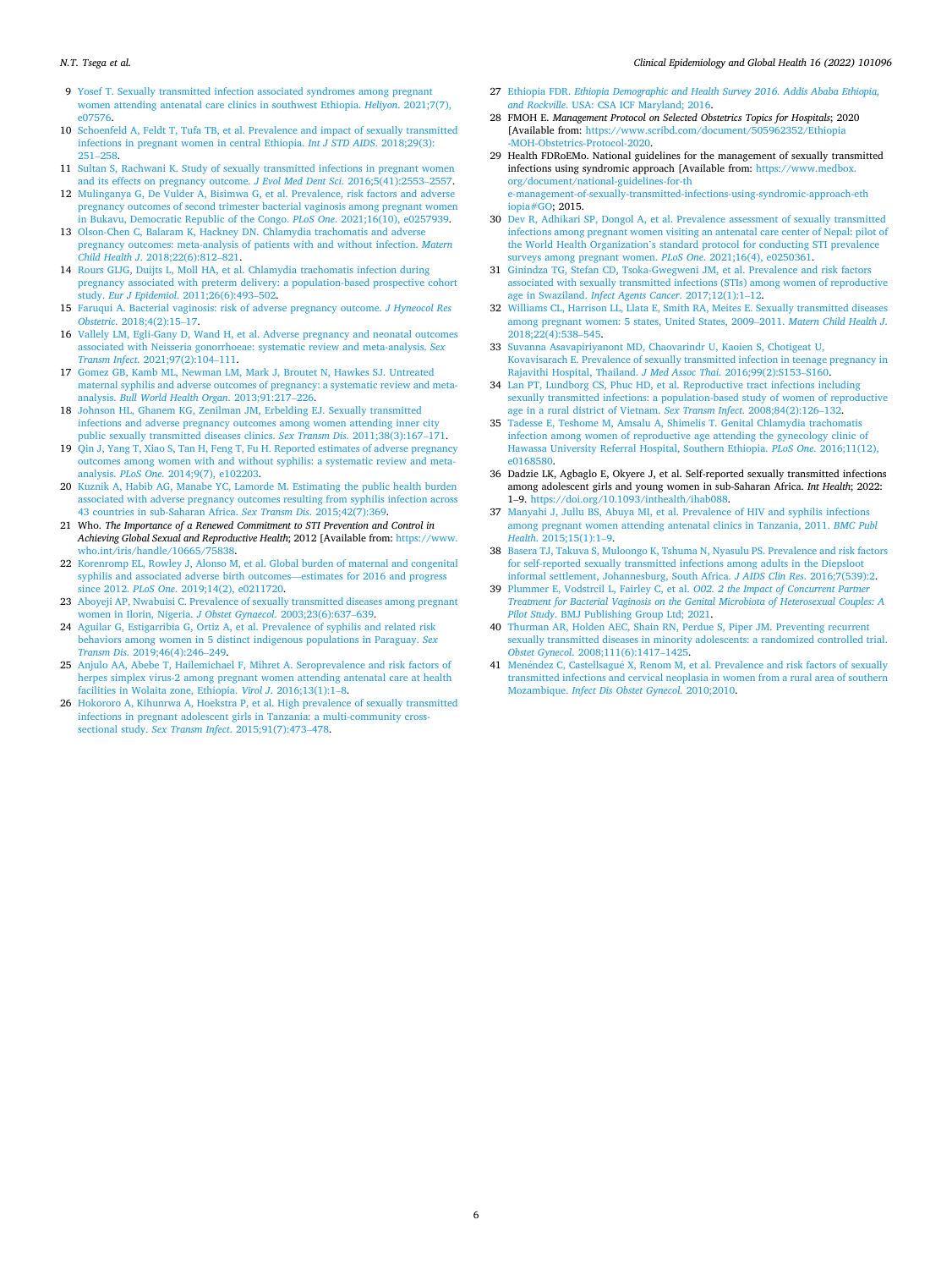9 Yosef T. Sexually transmitted infection associated syndromes among pregnant women attending antenatal care clinics in southwest Ethiopia. *Heliyon*. 2021;7(7), e07576.

10 Schoenfeld A, Feldt T, Tufa TB, et al. Prevalence and impact of sexually transmitted infections in pregnant women in central Ethiopia. *Int J STD AIDS*. 2018;29(3): 251–258.

11 Sultan S, Rachwani K. Study of sexually transmitted infections in pregnant women and its effects on pregnancy outcome. *J Evol Med Dent Sci*. 2016;5(41):2553–2557.

12 Mulinganya G, De Vulder A, Bisimwa G, et al. Prevalence, risk factors and adverse pregnancy outcomes of second trimester bacterial vaginosis among pregnant women in Bukavu, Democratic Republic of the Congo. *PLoS One*. 2021;16(10), e0257939.

13 Olson-Chen C, Balaram K, Hackney DN. Chlamydia trachomatis and adverse pregnancy outcomes: meta-analysis of patients with and without infection. *Matern Child Health J*. 2018;22(6):812–821.

14 Rours GIJG, Duijts L, Moll HA, et al. Chlamydia trachomatis infection during pregnancy associated with preterm delivery: a population-based prospective cohort study. *Eur J Epidemiol*. 2011;26(6):493–502.

15 Faruqui A. Bacterial vaginosis: risk of adverse pregnancy outcome. *J Hyneocol Res Obstetric*. 2018;4(2):15–17.

16 Vallely LM, Egli-Gany D, Wand H, et al. Adverse pregnancy and neonatal outcomes associated with Neisseria gonorrhoeae: systematic review and meta-analysis. *Sex Transm Infect*. 2021;97(2):104–111.

17 Gomez GB, Kamb ML, Newman LM, Mark J, Broutet N, Hawkes SJ. Untreated maternal syphilis and adverse outcomes of pregnancy: a systematic review and meta-analysis. *Bull World Health Organ*. 2013;91:217–226.

18 Johnson HL, Ghanem KG, Zenilman JM, Erbelding EJ. Sexually transmitted infections and adverse pregnancy outcomes among women attending inner city public sexually transmitted diseases clinics. *Sex Transm Dis*. 2011;38(3):167–171.

19 Qin J, Yang T, Xiao S, Tan H, Feng T, Fu H. Reported estimates of adverse pregnancy outcomes among women with and without syphilis: a systematic review and meta-analysis. *PLoS One*. 2014;9(7), e102203.

20 Kuznik A, Habib AG, Manabe YC, Lamorde M. Estimating the public health burden associated with adverse pregnancy outcomes resulting from syphilis infection across 43 countries in sub-Saharan Africa. *Sex Transm Dis*. 2015;42(7):369.

21 Who. *The Importance of a Renewed Commitment to STI Prevention and Control in Achieving Global Sexual and Reproductive Health*; 2012 [Available from: https://www.who.int/iris/handle/10665/75838.

22 Korenromp EL, Rowley J, Alonso M, et al. Global burden of maternal and congenital syphilis and associated adverse birth outcomes—estimates for 2016 and progress since 2012. *PLoS One*. 2019;14(2), e0211720.

23 Aboyeji AP, Nwabuisi C. Prevalence of sexually transmitted diseases among pregnant women in Ilorin, Nigeria. *J Obstet Gynaecol*. 2003;23(6):637–639.

24 Aguilar G, Estigarribia G, Ortiz A, et al. Prevalence of syphilis and related risk behaviors among women in 5 distinct indigenous populations in Paraguay. *Sex Transm Dis*. 2019;46(4):246–249.

25 Anjulo AA, Abebe T, Hailemichael F, Mihret A. Seroprevalence and risk factors of herpes simplex virus-2 among pregnant women attending antenatal care at health facilities in Wolaita zone, Ethiopia. *Virol J*. 2016;13(1):1–8.

26 Hokororo A, Kihunrwa A, Hoekstra P, et al. High prevalence of sexually transmitted infections in pregnant adolescent girls in Tanzania: a multi-community cross-sectional study. *Sex Transm Infect*. 2015;91(7):473–478.

27 Ethiopia FDR. *Ethiopia Demographic and Health Survey 2016. Addis Ababa Ethiopia, and Rockville*. USA: CSA ICF Maryland; 2016.

28 FMOH E. *Management Protocol on Selected Obstetrics Topics for Hospitals*; 2020 [Available from: https://www.scribd.com/document/505962352/Ethiopia-MOH-Obstetrics-Protocol-2020.

29 Health FDRoEMo. National guidelines for the management of sexually transmitted infections using syndromic approach [Available from: https://www.medbox.org/document/national-guidelines-for-the-management-of-sexually-transmitted-infections-using-syndromic-approach-ethiopia#GO; 2015.

30 Dev R, Adhikari SP, Dongol A, et al. Prevalence assessment of sexually transmitted infections among pregnant women visiting an antenatal care center of Nepal: pilot of the World Health Organization's standard protocol for conducting STI prevalence surveys among pregnant women. *PLoS One*. 2021;16(4), e0250361.

31 Ginindza TG, Stefan CD, Tsoka-Gwegweni JM, et al. Prevalence and risk factors associated with sexually transmitted infections (STIs) among women of reproductive age in Swaziland. *Infect Agents Cancer*. 2017;12(1):1–12.

32 Williams CL, Harrison LL, Llata E, Smith RA, Meites E. Sexually transmitted diseases among pregnant women: 5 states, United States, 2009–2011. *Matern Child Health J*. 2018;22(4):538–545.

33 Suvanna Asavapiriyanont MD, Chaovarindr U, Kaoien S, Chotigeat U, Kovavisarach E. Prevalence of sexually transmitted infection in teenage pregnancy in Rajavithi Hospital, Thailand. *J Med Assoc Thai*. 2016;99(2):S153–S160.

34 Lan PT, Lundborg CS, Phuc HD, et al. Reproductive tract infections including sexually transmitted infections: a population-based study of women of reproductive age in a rural district of Vietnam. *Sex Transm Infect*. 2008;84(2):126–132.

35 Tadesse E, Teshome M, Amsalu A, Shimelis T. Genital Chlamydia trachomatis infection among women of reproductive age attending the gynecology clinic of Hawassa University Referral Hospital, Southern Ethiopia. *PLoS One*. 2016;11(12), e0168580.

36 Dadzie LK, Agbaglo E, Okyere J, et al. Self-reported sexually transmitted infections among adolescent girls and young women in sub-Saharan Africa. *Int Health*; 2022: 1–9. https://doi.org/10.1093/inthealth/ihab088.

37 Manyahi J, Jullu BS, Abuya MI, et al. Prevalence of HIV and syphilis infections among pregnant women attending antenatal clinics in Tanzania, 2011. *BMC Publ Health*. 2015;15(1):1–9.

38 Basera TJ, Takuva S, Muloongo K, Tshuma N, Nyasulu PS. Prevalence and risk factors for self-reported sexually transmitted infections among adults in the Diepsloot informal settlement, Johannesburg, South Africa. *J AIDS Clin Res*. 2016;7(539):2.

39 Plummer E, Vodstrcil L, Fairley C, et al. *O02. 2 the Impact of Concurrent Partner Treatment for Bacterial Vaginosis on the Genital Microbiota of Heterosexual Couples: A Pilot Study*. BMJ Publishing Group Ltd; 2021.

40 Thurman AR, Holden AEC, Shain RN, Perdue S, Piper JM. Preventing recurrent sexually transmitted diseases in minority adolescents: a randomized controlled trial. *Obstet Gynecol*. 2008;111(6):1417–1425.

41 Menéndez C, Castellsagué X, Renom M, et al. Prevalence and risk factors of sexually transmitted infections and cervical neoplasia in women from a rural area of southern Mozambique. *Infect Dis Obstet Gynecol*. 2010;2010.